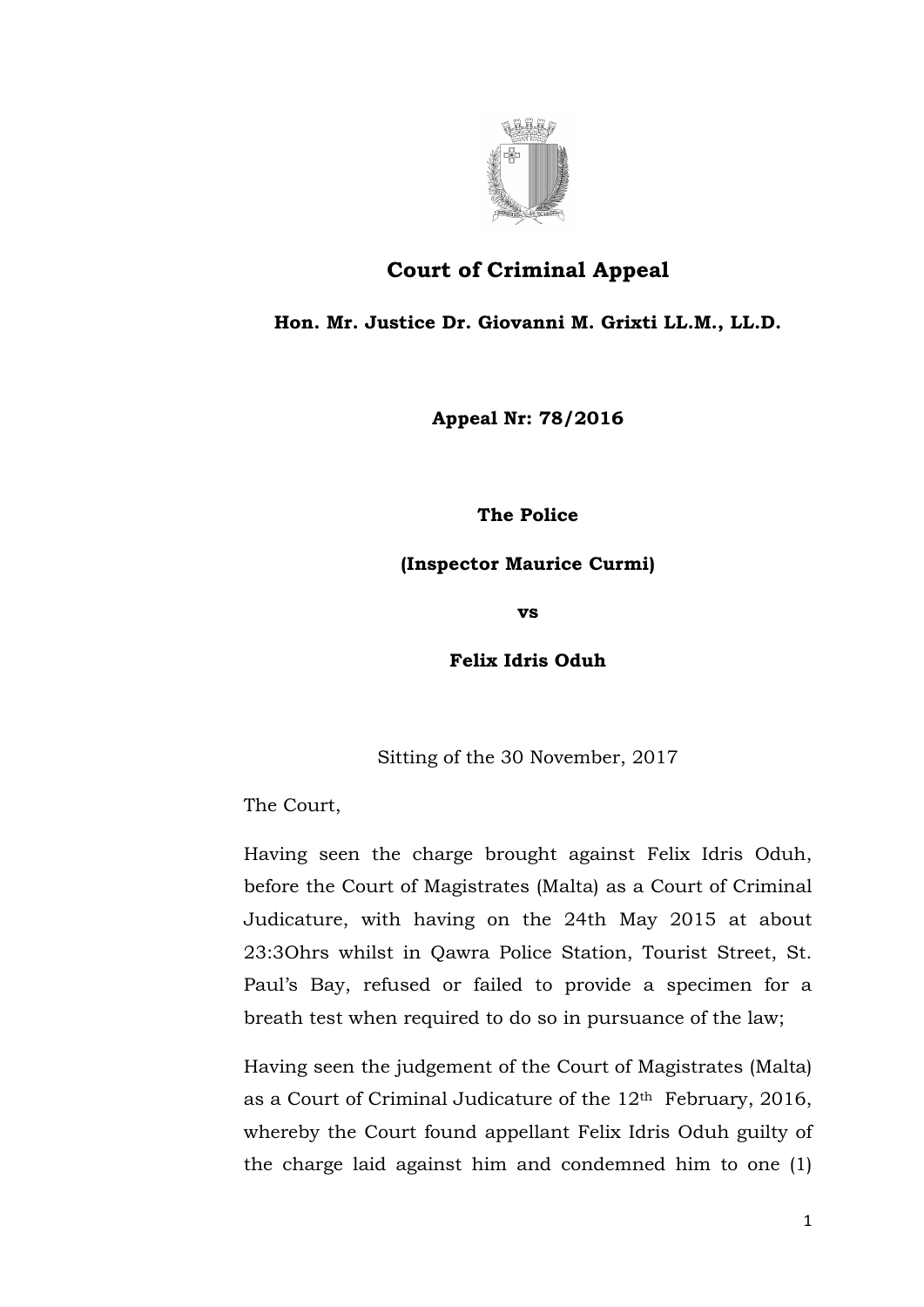# Court of Criminal Appeal

**Hon. Mr. Justice Dr. Giovanni M. Grixti LL.M., LL.D.**

**Appeal Nr: 78/2016**

**The Police**

**(Inspector Maurice Curmi)**

**vs**

**Felix Idris Oduh**

Sitting of the 30 November, 2017

The Court,

Having seen the charge brought against Felix Idris Oduh, before the Court of Magistrates (Malta) as a Court of Criminal Judicature, with having on the 24th May 2015 at about 23:3Ohrs whilst in Qawra Police Station, Tourist Street, St. Paul's Bay, refused or failed to provide a specimen for a breath test when required to do so in pursuance of the law;

Having seen the judgement of the Court of Magistrates (Malta) as a Court of Criminal Judicature of the 12th February, 2016, whereby the Court found appellant Felix Idris Oduh guilty of the charge laid against him and condemned him to one (1)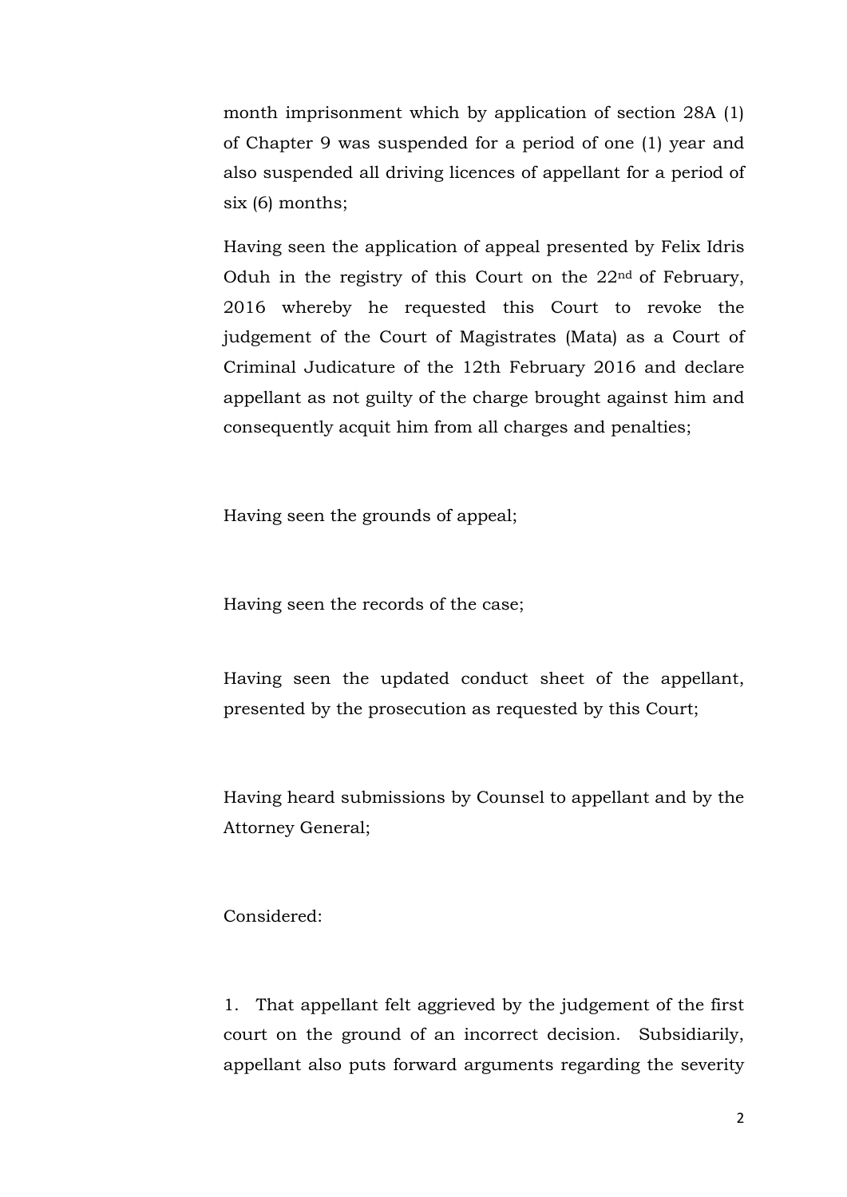month imprisonment which by application of section 28A (1) of Chapter 9 was suspended for a period of one (1) year and also suspended all driving licences of appellant for a period of six (6) months;

Having seen the application of appeal presented by Felix Idris Oduh in the registry of this Court on the 22nd of February, 2016 whereby he requested this Court to revoke the judgement of the Court of Magistrates (Mata) as a Court of Criminal Judicature of the 12th February 2016 and declare appellant as not guilty of the charge brought against him and consequently acquit him from all charges and penalties;

Having seen the grounds of appeal;

Having seen the records of the case;

Having seen the updated conduct sheet of the appellant, presented by the prosecution as requested by this Court;

Having heard submissions by Counsel to appellant and by the Attorney General;

Considered:

1. That appellant felt aggrieved by the judgement of the first court on the ground of an incorrect decision. Subsidiarily, appellant also puts forward arguments regarding the severity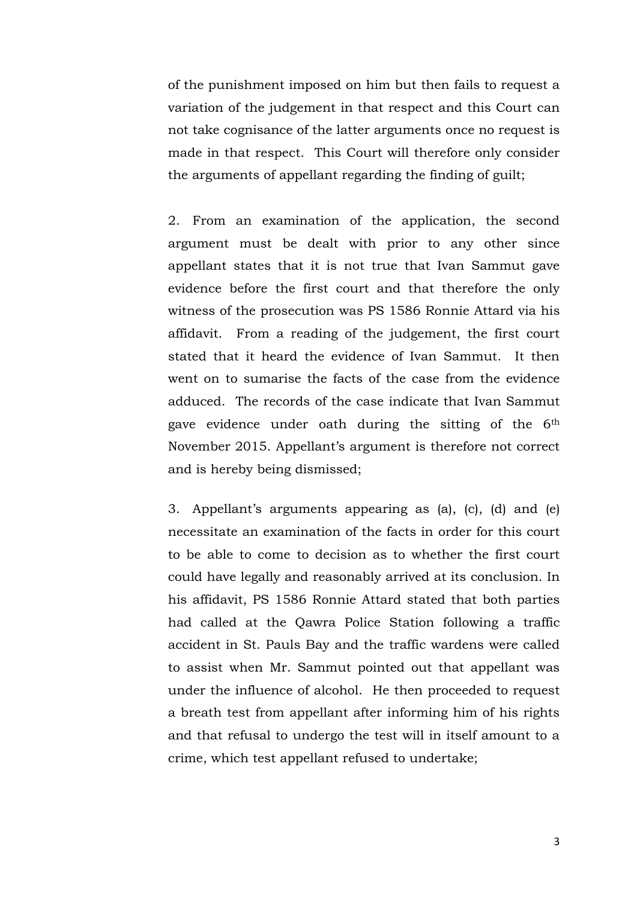of the punishment imposed on him but then fails to request a variation of the judgement in that respect and this Court can not take cognisance of the latter arguments once no request is made in that respect. This Court will therefore only consider the arguments of appellant regarding the finding of guilt;

2. From an examination of the application, the second argument must be dealt with prior to any other since appellant states that it is not true that Ivan Sammut gave evidence before the first court and that therefore the only witness of the prosecution was PS 1586 Ronnie Attard via his affidavit. From a reading of the judgement, the first court stated that it heard the evidence of Ivan Sammut. It then went on to sumarise the facts of the case from the evidence adduced. The records of the case indicate that Ivan Sammut gave evidence under oath during the sitting of the 6th November 2015. Appellant's argument is therefore not correct and is hereby being dismissed;

3. Appellant's arguments appearing as (a), (c), (d) and (e) necessitate an examination of the facts in order for this court to be able to come to decision as to whether the first court could have legally and reasonably arrived at its conclusion. In his affidavit, PS 1586 Ronnie Attard stated that both parties had called at the Qawra Police Station following a traffic accident in St. Pauls Bay and the traffic wardens were called to assist when Mr. Sammut pointed out that appellant was under the influence of alcohol. He then proceeded to request a breath test from appellant after informing him of his rights and that refusal to undergo the test will in itself amount to a crime, which test appellant refused to undertake;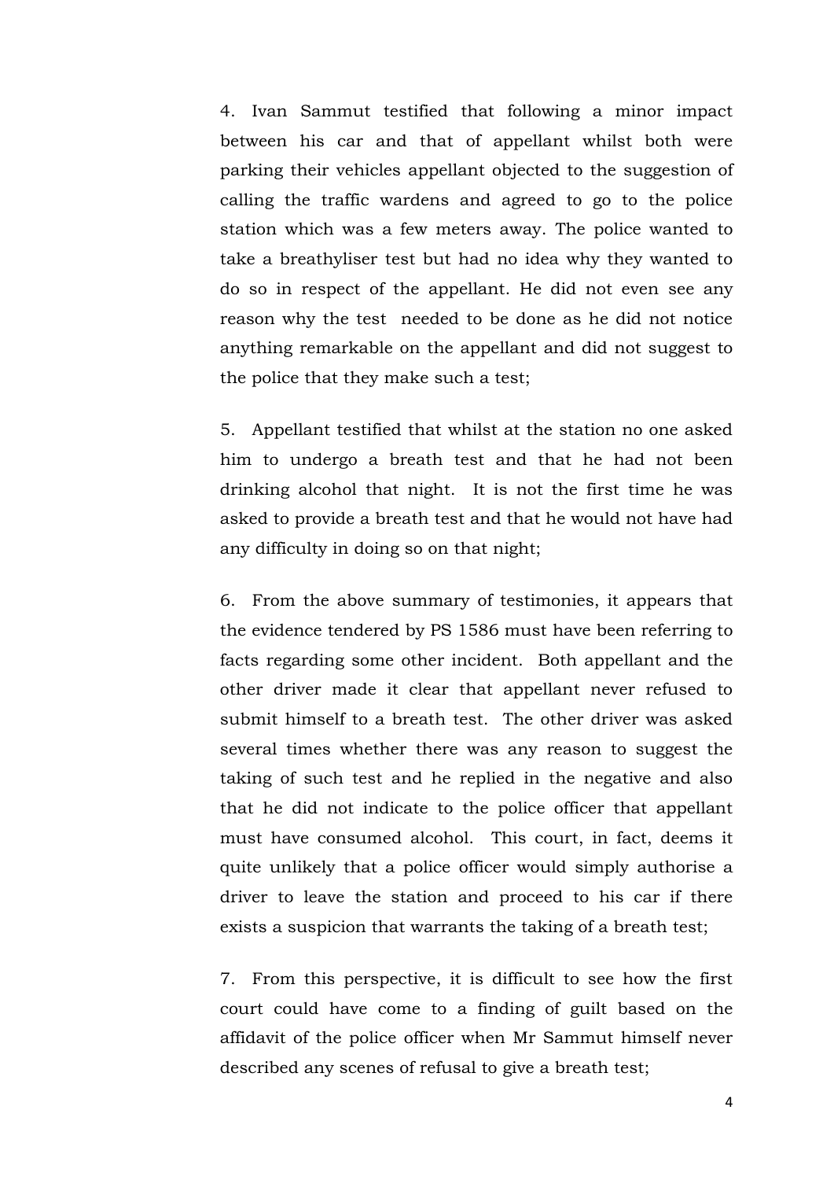4. Ivan Sammut testified that following a minor impact between his car and that of appellant whilst both were parking their vehicles appellant objected to the suggestion of calling the traffic wardens and agreed to go to the police station which was a few meters away. The police wanted to take a breathyliser test but had no idea why they wanted to do so in respect of the appellant. He did not even see any reason why the test needed to be done as he did not notice anything remarkable on the appellant and did not suggest to the police that they make such a test;

5. Appellant testified that whilst at the station no one asked him to undergo a breath test and that he had not been drinking alcohol that night. It is not the first time he was asked to provide a breath test and that he would not have had any difficulty in doing so on that night;

6. From the above summary of testimonies, it appears that the evidence tendered by PS 1586 must have been referring to facts regarding some other incident. Both appellant and the other driver made it clear that appellant never refused to submit himself to a breath test. The other driver was asked several times whether there was any reason to suggest the taking of such test and he replied in the negative and also that he did not indicate to the police officer that appellant must have consumed alcohol. This court, in fact, deems it quite unlikely that a police officer would simply authorise a driver to leave the station and proceed to his car if there exists a suspicion that warrants the taking of a breath test;

7. From this perspective, it is difficult to see how the first court could have come to a finding of guilt based on the affidavit of the police officer when Mr Sammut himself never described any scenes of refusal to give a breath test;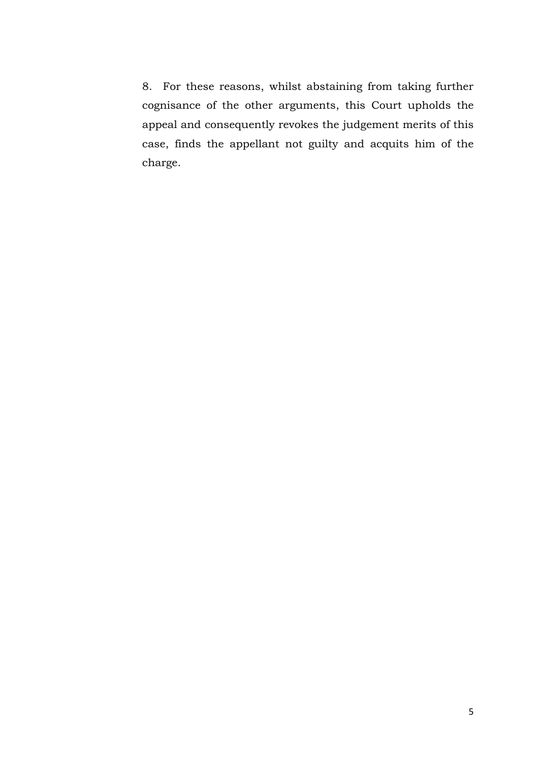8. For these reasons, whilst abstaining from taking further cognisance of the other arguments, this Court upholds the appeal and consequently revokes the judgement merits of this case, finds the appellant not guilty and acquits him of the charge.